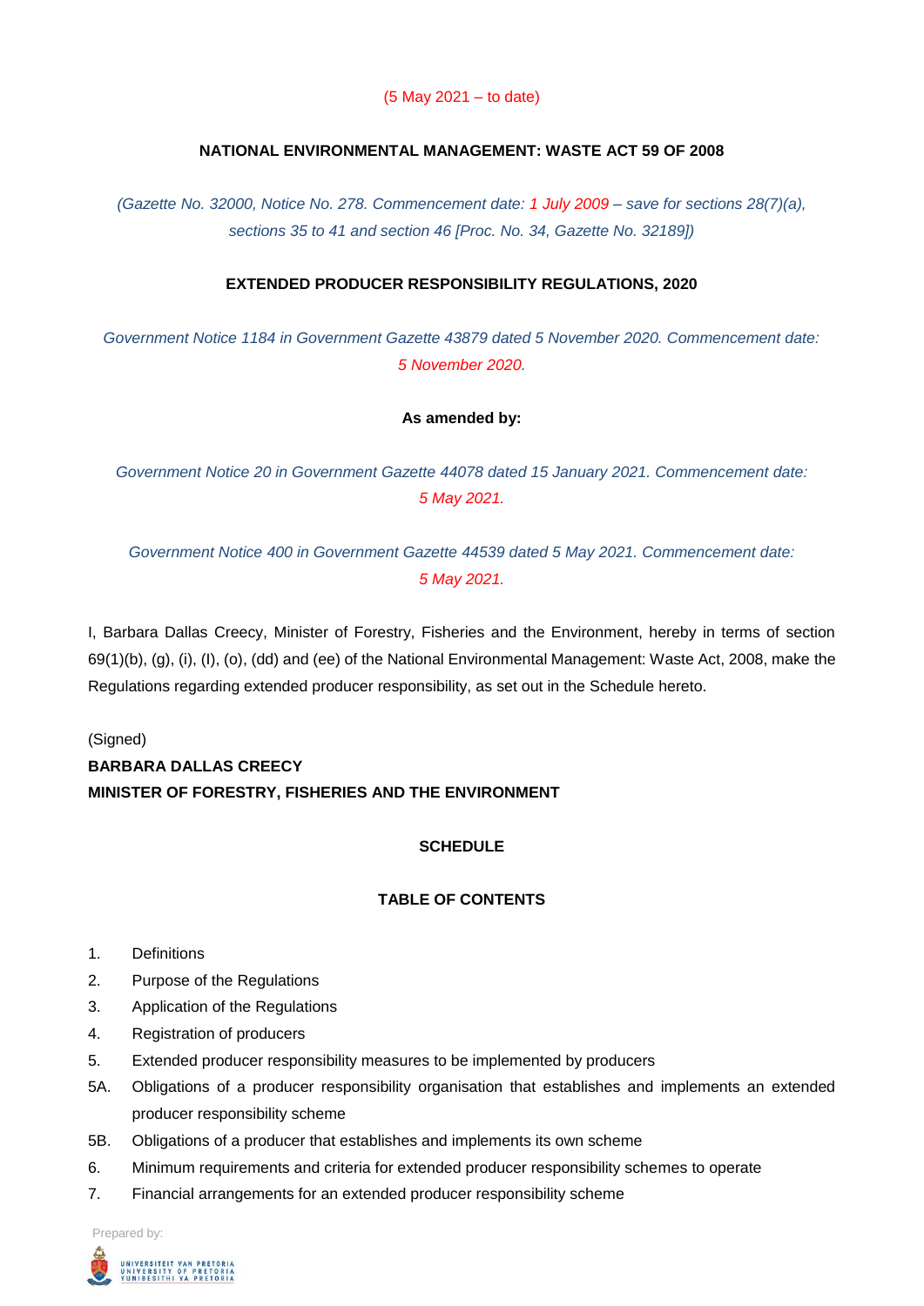(5 May 2021 – to date)

**NATIONAL ENVIRONMENTAL MANAGEMENT: WASTE ACT 59 OF 2008**

*(Gazette No. 32000, Notice No. 278. Commencement date: 1 July 2009 – save for sections 28(7)(a), sections 35 to 41 and section 46 [Proc. No. 34, Gazette No. 32189])*

**EXTENDED PRODUCER RESPONSIBILITY REGULATIONS, 2020**

*Government Notice 1184 in Government Gazette 43879 dated 5 November 2020. Commencement date: 5 November 2020.*

**As amended by:**

*Government Notice 20 in Government Gazette 44078 dated 15 January 2021. Commencement date: 5 May 2021.*

*Government Notice 400 in Government Gazette 44539 dated 5 May 2021. Commencement date: 5 May 2021.*

I, Barbara Dallas Creecy, Minister of Forestry, Fisheries and the Environment, hereby in terms of section 69(1)(b), (g), (i), (l), (o), (dd) and (ee) of the National Environmental Management: Waste Act, 2008, make the Regulations regarding extended producer responsibility, as set out in the Schedule hereto.

(Signed)

**BARBARA DALLAS CREECY**

**MINISTER OF FORESTRY, FISHERIES AND THE ENVIRONMENT**

**SCHEDULE**

**TABLE OF CONTENTS**

1. Definitions
2. Purpose of the Regulations
3. Application of the Regulations
4. Registration of producers
5. Extended producer responsibility measures to be implemented by producers

5A. Obligations of a producer responsibility organisation that establishes and implements an extended producer responsibility scheme

5B. Obligations of a producer that establishes and implements its own scheme

6. Minimum requirements and criteria for extended producer responsibility schemes to operate
7. Financial arrangements for an extended producer responsibility scheme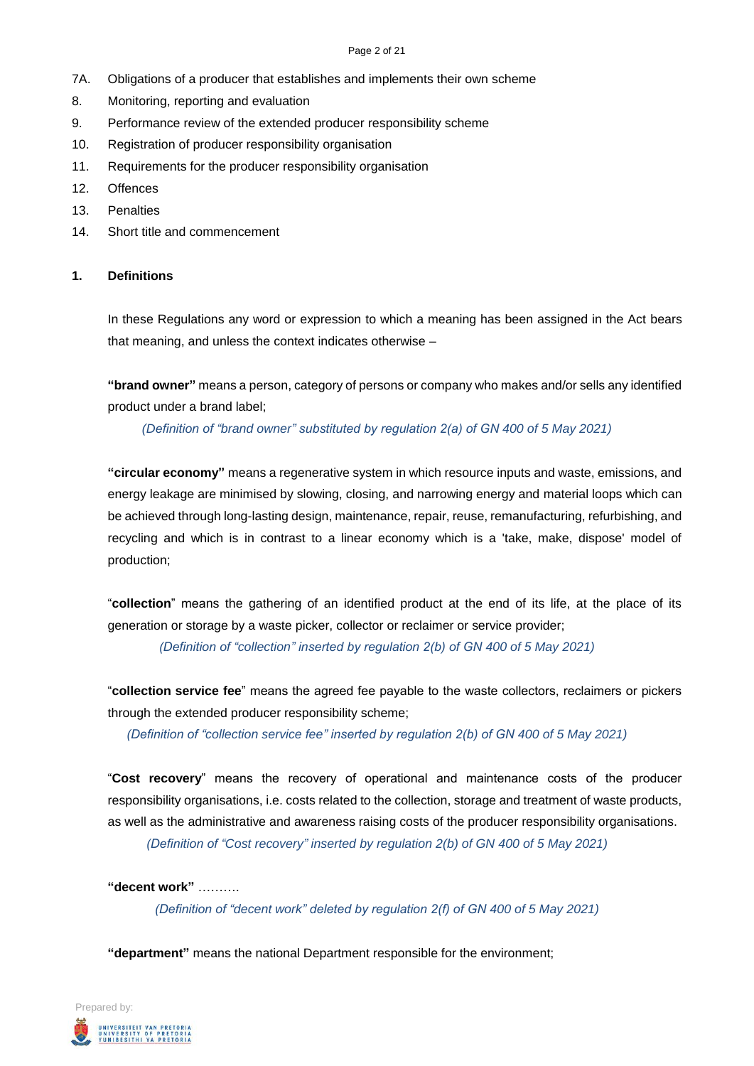7A. Obligations of a producer that establishes and implements their own scheme
8. Monitoring, reporting and evaluation
9. Performance review of the extended producer responsibility scheme
10. Registration of producer responsibility organisation
11. Requirements for the producer responsibility organisation
12. Offences
13. Penalties
14. Short title and commencement

## 1. Definitions

In these Regulations any word or expression to which a meaning has been assigned in the Act bears that meaning, and unless the context indicates otherwise –

**"brand owner"** means a person, category of persons or company who makes and/or sells any identified product under a brand label;

*(Definition of "brand owner" substituted by regulation 2(a) of GN 400 of 5 May 2021)*

**"circular economy"** means a regenerative system in which resource inputs and waste, emissions, and energy leakage are minimised by slowing, closing, and narrowing energy and material loops which can be achieved through long-lasting design, maintenance, repair, reuse, remanufacturing, refurbishing, and recycling and which is in contrast to a linear economy which is a 'take, make, dispose' model of production;

"**collection**" means the gathering of an identified product at the end of its life, at the place of its generation or storage by a waste picker, collector or reclaimer or service provider;

*(Definition of "collection" inserted by regulation 2(b) of GN 400 of 5 May 2021)*

"**collection service fee**" means the agreed fee payable to the waste collectors, reclaimers or pickers through the extended producer responsibility scheme;

*(Definition of "collection service fee" inserted by regulation 2(b) of GN 400 of 5 May 2021)*

"**Cost recovery**" means the recovery of operational and maintenance costs of the producer responsibility organisations, i.e. costs related to the collection, storage and treatment of waste products, as well as the administrative and awareness raising costs of the producer responsibility organisations.

*(Definition of "Cost recovery" inserted by regulation 2(b) of GN 400 of 5 May 2021)*

**"decent work"** ……….

*(Definition of "decent work" deleted by regulation 2(f) of GN 400 of 5 May 2021)*

**"department"** means the national Department responsible for the environment;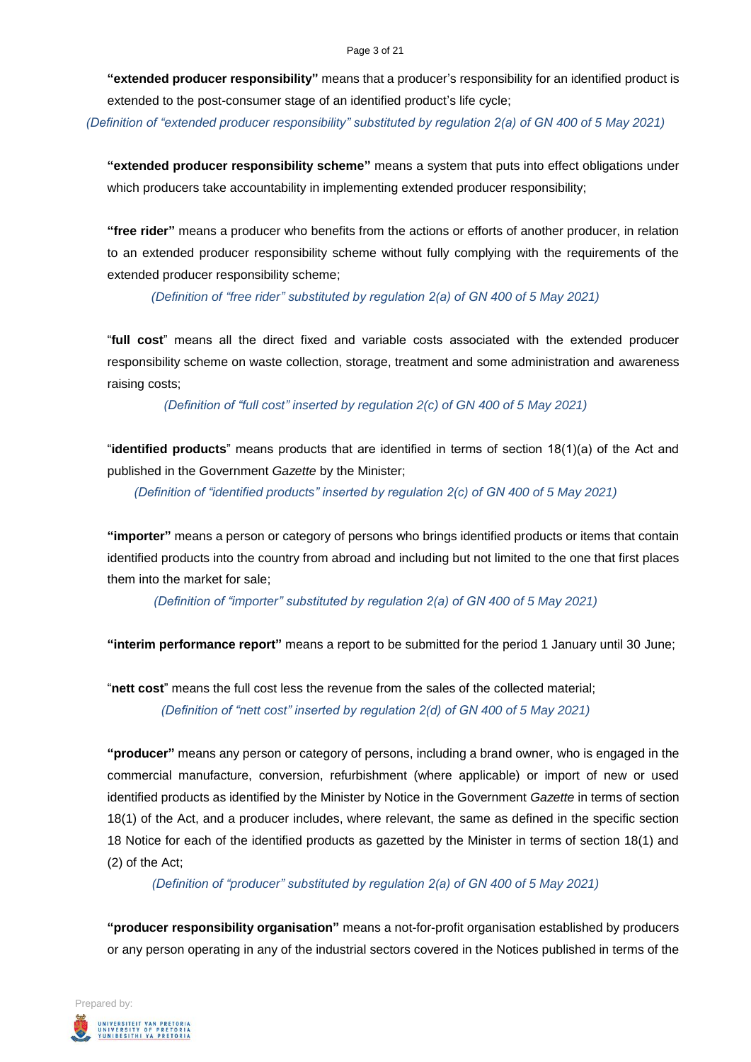**"extended producer responsibility"** means that a producer's responsibility for an identified product is extended to the post-consumer stage of an identified product's life cycle;

*(Definition of "extended producer responsibility" substituted by regulation 2(a) of GN 400 of 5 May 2021)*

**"extended producer responsibility scheme"** means a system that puts into effect obligations under which producers take accountability in implementing extended producer responsibility;

**"free rider"** means a producer who benefits from the actions or efforts of another producer, in relation to an extended producer responsibility scheme without fully complying with the requirements of the extended producer responsibility scheme;

*(Definition of "free rider" substituted by regulation 2(a) of GN 400 of 5 May 2021)*

"**full cost**" means all the direct fixed and variable costs associated with the extended producer responsibility scheme on waste collection, storage, treatment and some administration and awareness raising costs;

*(Definition of "full cost" inserted by regulation 2(c) of GN 400 of 5 May 2021)*

"**identified products**" means products that are identified in terms of section 18(1)(a) of the Act and published in the Government *Gazette* by the Minister;

*(Definition of "identified products" inserted by regulation 2(c) of GN 400 of 5 May 2021)*

**"importer"** means a person or category of persons who brings identified products or items that contain identified products into the country from abroad and including but not limited to the one that first places them into the market for sale;

*(Definition of "importer" substituted by regulation 2(a) of GN 400 of 5 May 2021)*

**"interim performance report"** means a report to be submitted for the period 1 January until 30 June;

"**nett cost**" means the full cost less the revenue from the sales of the collected material;

*(Definition of "nett cost" inserted by regulation 2(d) of GN 400 of 5 May 2021)*

**"producer"** means any person or category of persons, including a brand owner, who is engaged in the commercial manufacture, conversion, refurbishment (where applicable) or import of new or used identified products as identified by the Minister by Notice in the Government *Gazette* in terms of section 18(1) of the Act, and a producer includes, where relevant, the same as defined in the specific section 18 Notice for each of the identified products as gazetted by the Minister in terms of section 18(1) and (2) of the Act;

*(Definition of "producer" substituted by regulation 2(a) of GN 400 of 5 May 2021)*

**"producer responsibility organisation"** means a not-for-profit organisation established by producers or any person operating in any of the industrial sectors covered in the Notices published in terms of the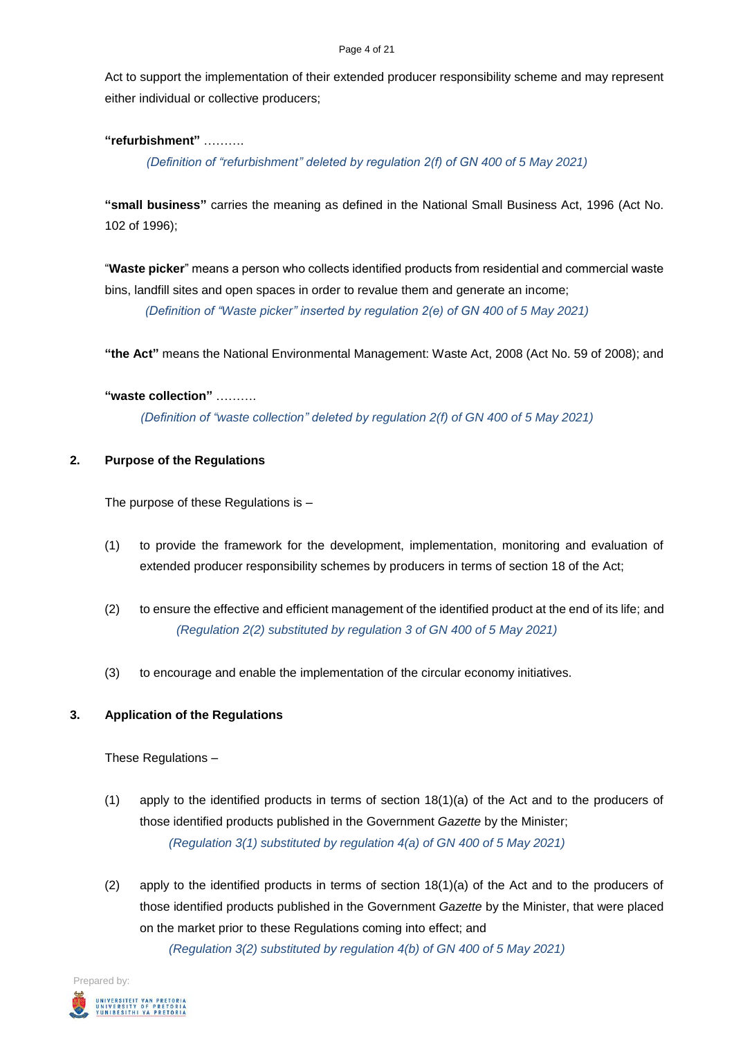Act to support the implementation of their extended producer responsibility scheme and may represent either individual or collective producers;

**"refurbishment"** ……….

*(Definition of "refurbishment" deleted by regulation 2(f) of GN 400 of 5 May 2021)*

**"small business"** carries the meaning as defined in the National Small Business Act, 1996 (Act No. 102 of 1996);

"**Waste picker**" means a person who collects identified products from residential and commercial waste bins, landfill sites and open spaces in order to revalue them and generate an income;

*(Definition of "Waste picker" inserted by regulation 2(e) of GN 400 of 5 May 2021)*

**"the Act"** means the National Environmental Management: Waste Act, 2008 (Act No. 59 of 2008); and

**"waste collection"** ……….

*(Definition of "waste collection" deleted by regulation 2(f) of GN 400 of 5 May 2021)*

## 2. Purpose of the Regulations

The purpose of these Regulations is –

(1) to provide the framework for the development, implementation, monitoring and evaluation of extended producer responsibility schemes by producers in terms of section 18 of the Act;

(2) to ensure the effective and efficient management of the identified product at the end of its life; and

*(Regulation 2(2) substituted by regulation 3 of GN 400 of 5 May 2021)*

(3) to encourage and enable the implementation of the circular economy initiatives.

## 3. Application of the Regulations

These Regulations –

(1) apply to the identified products in terms of section 18(1)(a) of the Act and to the producers of those identified products published in the Government *Gazette* by the Minister;

*(Regulation 3(1) substituted by regulation 4(a) of GN 400 of 5 May 2021)*

(2) apply to the identified products in terms of section 18(1)(a) of the Act and to the producers of those identified products published in the Government *Gazette* by the Minister, that were placed on the market prior to these Regulations coming into effect; and

*(Regulation 3(2) substituted by regulation 4(b) of GN 400 of 5 May 2021)*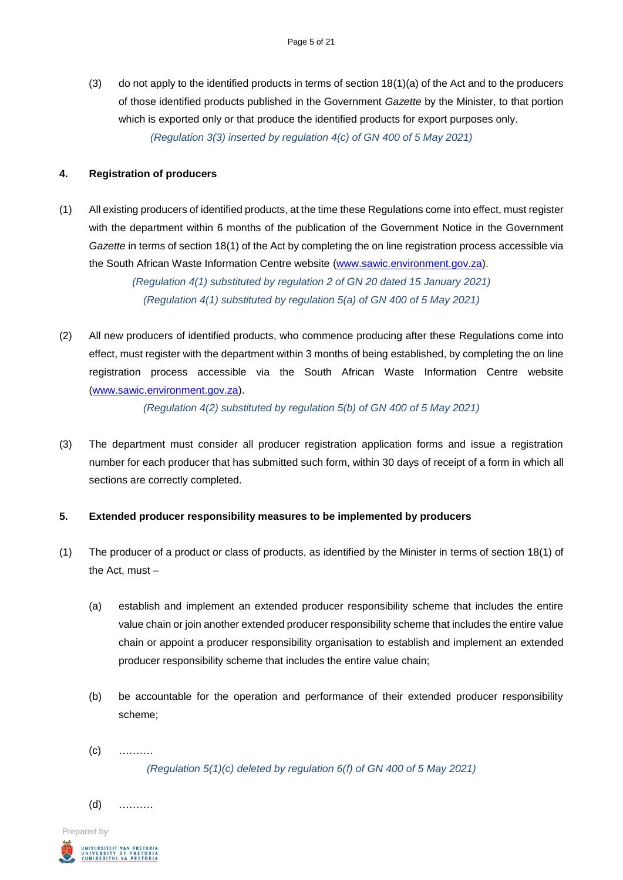(3) do not apply to the identified products in terms of section 18(1)(a) of the Act and to the producers of those identified products published in the Government *Gazette* by the Minister, to that portion which is exported only or that produce the identified products for export purposes only.

*(Regulation 3(3) inserted by regulation 4(c) of GN 400 of 5 May 2021)*

**4. Registration of producers**

(1) All existing producers of identified products, at the time these Regulations come into effect, must register with the department within 6 months of the publication of the Government Notice in the Government *Gazette* in terms of section 18(1) of the Act by completing the on line registration process accessible via the South African Waste Information Centre website (www.sawic.environment.gov.za).

*(Regulation 4(1) substituted by regulation 2 of GN 20 dated 15 January 2021)*

*(Regulation 4(1) substituted by regulation 5(a) of GN 400 of 5 May 2021)*

(2) All new producers of identified products, who commence producing after these Regulations come into effect, must register with the department within 3 months of being established, by completing the on line registration process accessible via the South African Waste Information Centre website (www.sawic.environment.gov.za).

*(Regulation 4(2) substituted by regulation 5(b) of GN 400 of 5 May 2021)*

(3) The department must consider all producer registration application forms and issue a registration number for each producer that has submitted such form, within 30 days of receipt of a form in which all sections are correctly completed.

**5. Extended producer responsibility measures to be implemented by producers**

(1) The producer of a product or class of products, as identified by the Minister in terms of section 18(1) of the Act, must –

(a) establish and implement an extended producer responsibility scheme that includes the entire value chain or join another extended producer responsibility scheme that includes the entire value chain or appoint a producer responsibility organisation to establish and implement an extended producer responsibility scheme that includes the entire value chain;

(b) be accountable for the operation and performance of their extended producer responsibility scheme;

(c) ……….

*(Regulation 5(1)(c) deleted by regulation 6(f) of GN 400 of 5 May 2021)*

(d) ……….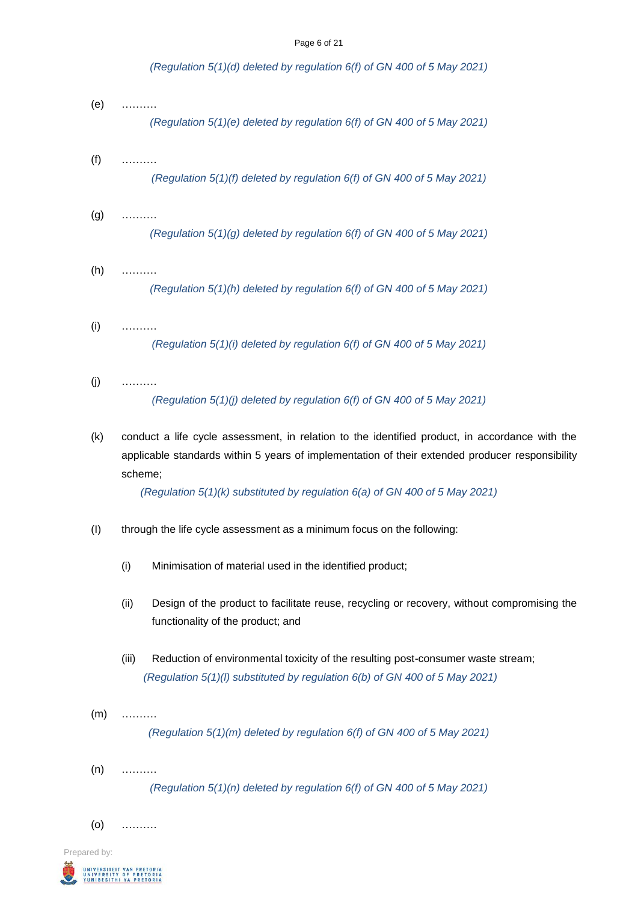*(Regulation 5(1)(d) deleted by regulation 6(f) of GN 400 of 5 May 2021)*

(e) ……….

*(Regulation 5(1)(e) deleted by regulation 6(f) of GN 400 of 5 May 2021)*

(f) ……….

*(Regulation 5(1)(f) deleted by regulation 6(f) of GN 400 of 5 May 2021)*

(g) ……….

*(Regulation 5(1)(g) deleted by regulation 6(f) of GN 400 of 5 May 2021)*

(h) ……….

*(Regulation 5(1)(h) deleted by regulation 6(f) of GN 400 of 5 May 2021)*

(i) ……….

*(Regulation 5(1)(i) deleted by regulation 6(f) of GN 400 of 5 May 2021)*

(j) ……….

*(Regulation 5(1)(j) deleted by regulation 6(f) of GN 400 of 5 May 2021)*

(k) conduct a life cycle assessment, in relation to the identified product, in accordance with the applicable standards within 5 years of implementation of their extended producer responsibility scheme;

*(Regulation 5(1)(k) substituted by regulation 6(a) of GN 400 of 5 May 2021)*

(l) through the life cycle assessment as a minimum focus on the following:

(i) Minimisation of material used in the identified product;

(ii) Design of the product to facilitate reuse, recycling or recovery, without compromising the functionality of the product; and

(iii) Reduction of environmental toxicity of the resulting post-consumer waste stream;

*(Regulation 5(1)(l) substituted by regulation 6(b) of GN 400 of 5 May 2021)*

(m) ……….

*(Regulation 5(1)(m) deleted by regulation 6(f) of GN 400 of 5 May 2021)*

(n) ……….

*(Regulation 5(1)(n) deleted by regulation 6(f) of GN 400 of 5 May 2021)*

(o) ……….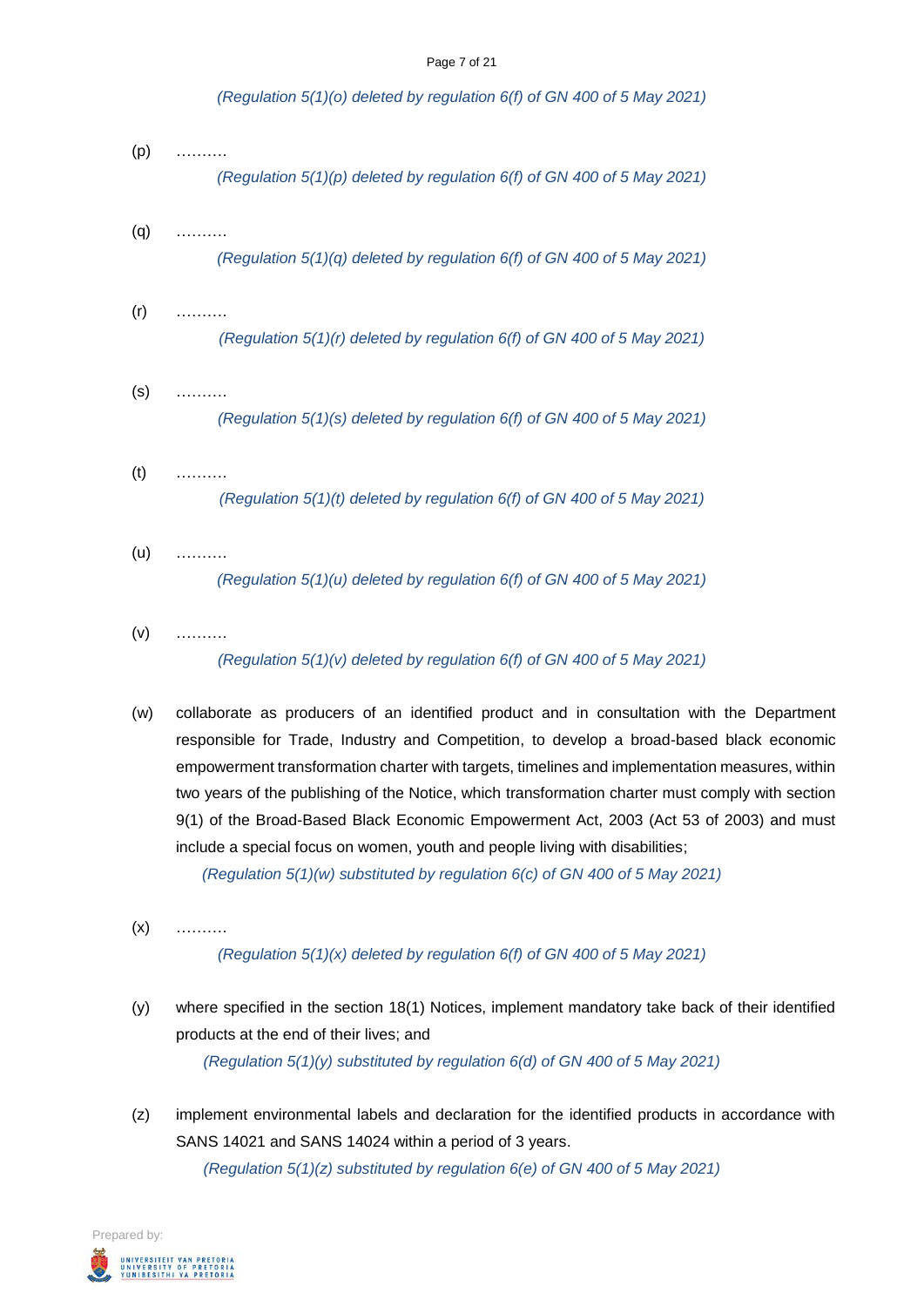*(Regulation 5(1)(o) deleted by regulation 6(f) of GN 400 of 5 May 2021)*

(p) ……….

*(Regulation 5(1)(p) deleted by regulation 6(f) of GN 400 of 5 May 2021)*

(q) ……….

*(Regulation 5(1)(q) deleted by regulation 6(f) of GN 400 of 5 May 2021)*

(r) ……….

*(Regulation 5(1)(r) deleted by regulation 6(f) of GN 400 of 5 May 2021)*

(s) ……….

*(Regulation 5(1)(s) deleted by regulation 6(f) of GN 400 of 5 May 2021)*

(t) ……….

*(Regulation 5(1)(t) deleted by regulation 6(f) of GN 400 of 5 May 2021)*

(u) ……….

*(Regulation 5(1)(u) deleted by regulation 6(f) of GN 400 of 5 May 2021)*

(v) ……….

*(Regulation 5(1)(v) deleted by regulation 6(f) of GN 400 of 5 May 2021)*

(w) collaborate as producers of an identified product and in consultation with the Department responsible for Trade, Industry and Competition, to develop a broad-based black economic empowerment transformation charter with targets, timelines and implementation measures, within two years of the publishing of the Notice, which transformation charter must comply with section 9(1) of the Broad-Based Black Economic Empowerment Act, 2003 (Act 53 of 2003) and must include a special focus on women, youth and people living with disabilities;

*(Regulation 5(1)(w) substituted by regulation 6(c) of GN 400 of 5 May 2021)*

(x) ……….

*(Regulation 5(1)(x) deleted by regulation 6(f) of GN 400 of 5 May 2021)*

(y) where specified in the section 18(1) Notices, implement mandatory take back of their identified products at the end of their lives; and

*(Regulation 5(1)(y) substituted by regulation 6(d) of GN 400 of 5 May 2021)*

(z) implement environmental labels and declaration for the identified products in accordance with SANS 14021 and SANS 14024 within a period of 3 years.

*(Regulation 5(1)(z) substituted by regulation 6(e) of GN 400 of 5 May 2021)*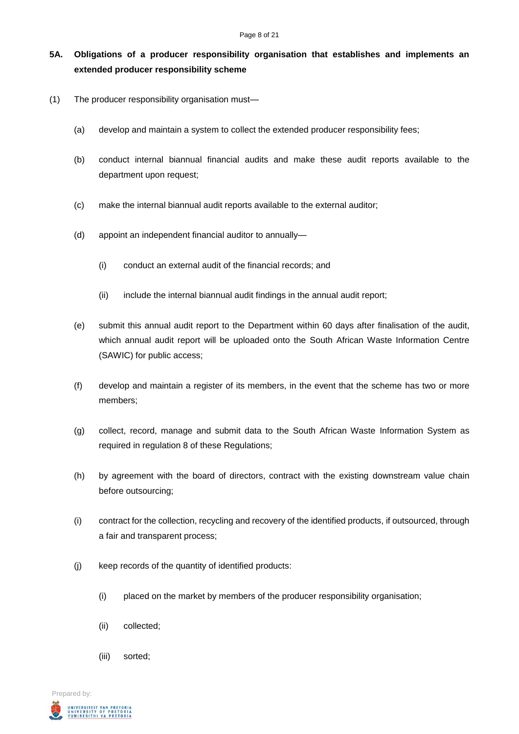**5A. Obligations of a producer responsibility organisation that establishes and implements an extended producer responsibility scheme**

(1) The producer responsibility organisation must—

(a) develop and maintain a system to collect the extended producer responsibility fees;

(b) conduct internal biannual financial audits and make these audit reports available to the department upon request;

(c) make the internal biannual audit reports available to the external auditor;

(d) appoint an independent financial auditor to annually—

(i) conduct an external audit of the financial records; and

(ii) include the internal biannual audit findings in the annual audit report;

(e) submit this annual audit report to the Department within 60 days after finalisation of the audit, which annual audit report will be uploaded onto the South African Waste Information Centre (SAWIC) for public access;

(f) develop and maintain a register of its members, in the event that the scheme has two or more members;

(g) collect, record, manage and submit data to the South African Waste Information System as required in regulation 8 of these Regulations;

(h) by agreement with the board of directors, contract with the existing downstream value chain before outsourcing;

(i) contract for the collection, recycling and recovery of the identified products, if outsourced, through a fair and transparent process;

(j) keep records of the quantity of identified products:

(i) placed on the market by members of the producer responsibility organisation;

(ii) collected;

(iii) sorted;

Prepared by: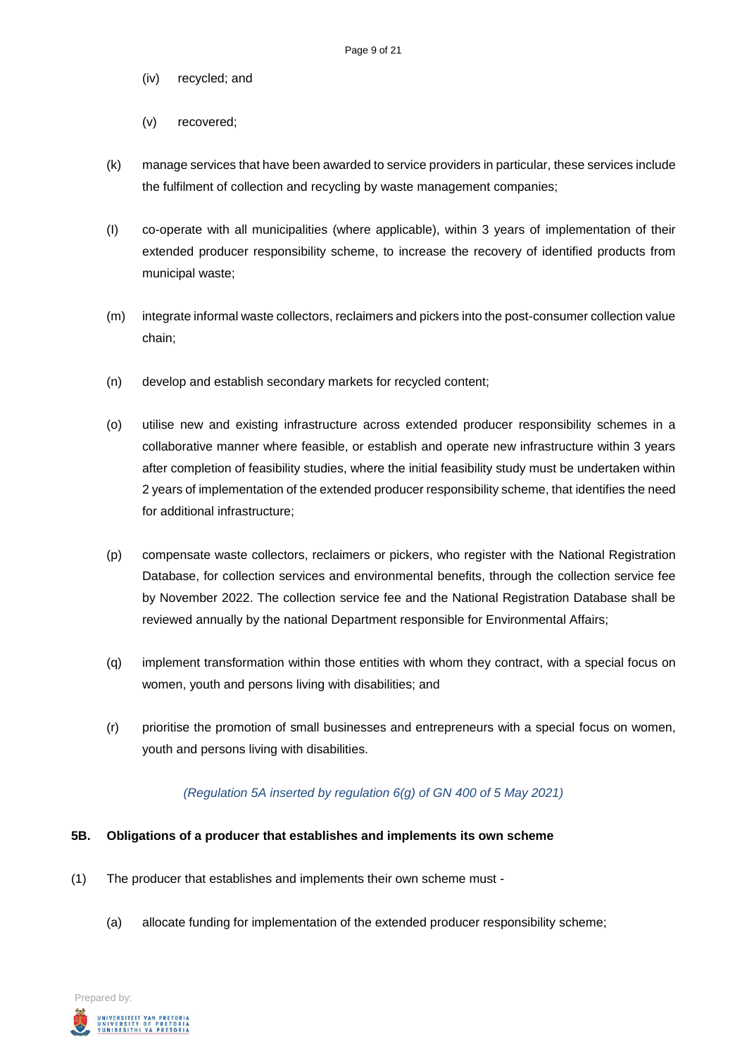(iv) recycled; and

(v) recovered;

(k) manage services that have been awarded to service providers in particular, these services include the fulfilment of collection and recycling by waste management companies;

(l) co-operate with all municipalities (where applicable), within 3 years of implementation of their extended producer responsibility scheme, to increase the recovery of identified products from municipal waste;

(m) integrate informal waste collectors, reclaimers and pickers into the post-consumer collection value chain;

(n) develop and establish secondary markets for recycled content;

(o) utilise new and existing infrastructure across extended producer responsibility schemes in a collaborative manner where feasible, or establish and operate new infrastructure within 3 years after completion of feasibility studies, where the initial feasibility study must be undertaken within 2 years of implementation of the extended producer responsibility scheme, that identifies the need for additional infrastructure;

(p) compensate waste collectors, reclaimers or pickers, who register with the National Registration Database, for collection services and environmental benefits, through the collection service fee by November 2022. The collection service fee and the National Registration Database shall be reviewed annually by the national Department responsible for Environmental Affairs;

(q) implement transformation within those entities with whom they contract, with a special focus on women, youth and persons living with disabilities; and

(r) prioritise the promotion of small businesses and entrepreneurs with a special focus on women, youth and persons living with disabilities.

*(Regulation 5A inserted by regulation 6(g) of GN 400 of 5 May 2021)*

**5B. Obligations of a producer that establishes and implements its own scheme**

(1) The producer that establishes and implements their own scheme must -

(a) allocate funding for implementation of the extended producer responsibility scheme;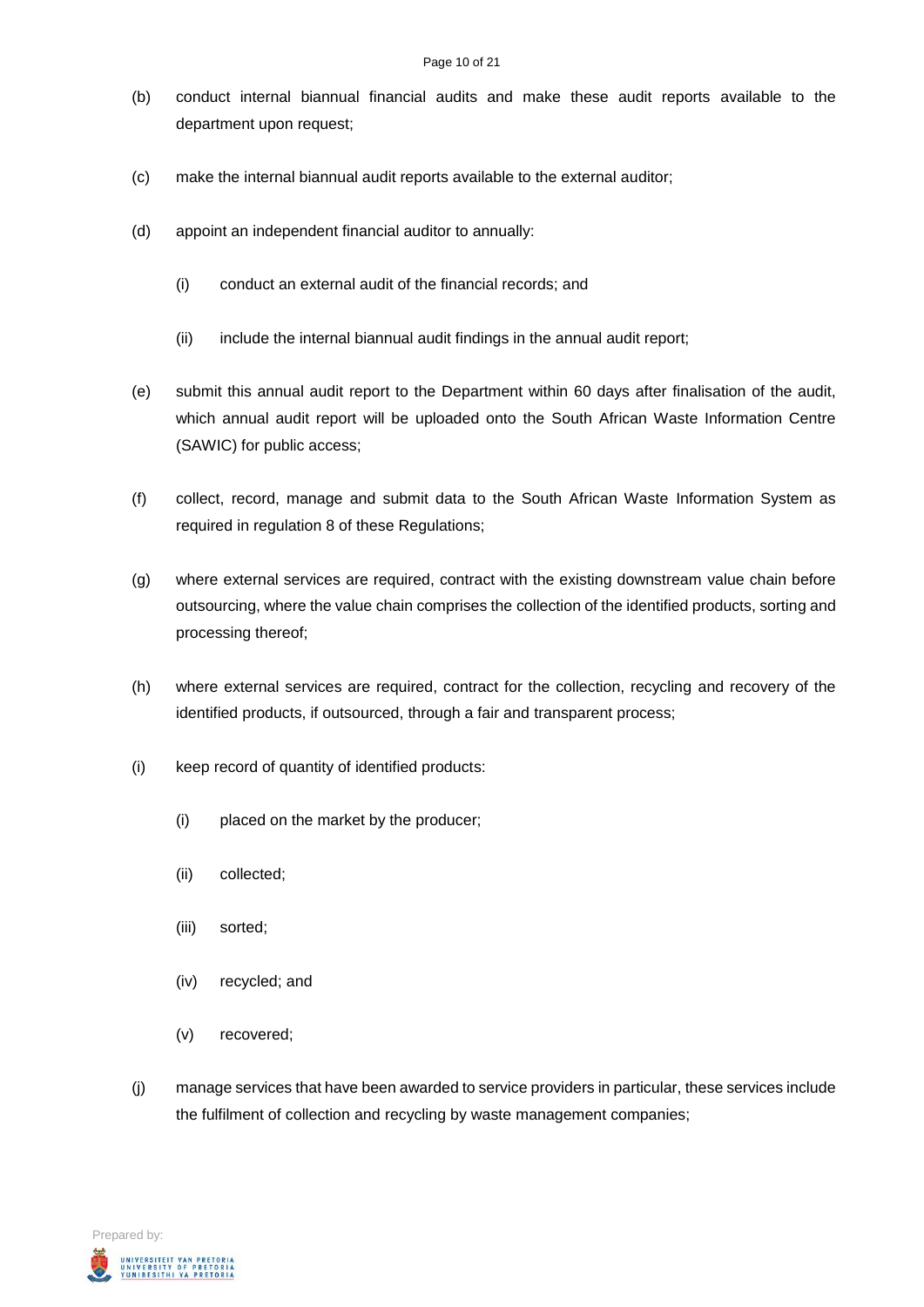(b) conduct internal biannual financial audits and make these audit reports available to the department upon request;

(c) make the internal biannual audit reports available to the external auditor;

(d) appoint an independent financial auditor to annually:

  (i) conduct an external audit of the financial records; and

  (ii) include the internal biannual audit findings in the annual audit report;

(e) submit this annual audit report to the Department within 60 days after finalisation of the audit, which annual audit report will be uploaded onto the South African Waste Information Centre (SAWIC) for public access;

(f) collect, record, manage and submit data to the South African Waste Information System as required in regulation 8 of these Regulations;

(g) where external services are required, contract with the existing downstream value chain before outsourcing, where the value chain comprises the collection of the identified products, sorting and processing thereof;

(h) where external services are required, contract for the collection, recycling and recovery of the identified products, if outsourced, through a fair and transparent process;

(i) keep record of quantity of identified products:

  (i) placed on the market by the producer;

  (ii) collected;

  (iii) sorted;

  (iv) recycled; and

  (v) recovered;

(j) manage services that have been awarded to service providers in particular, these services include the fulfilment of collection and recycling by waste management companies;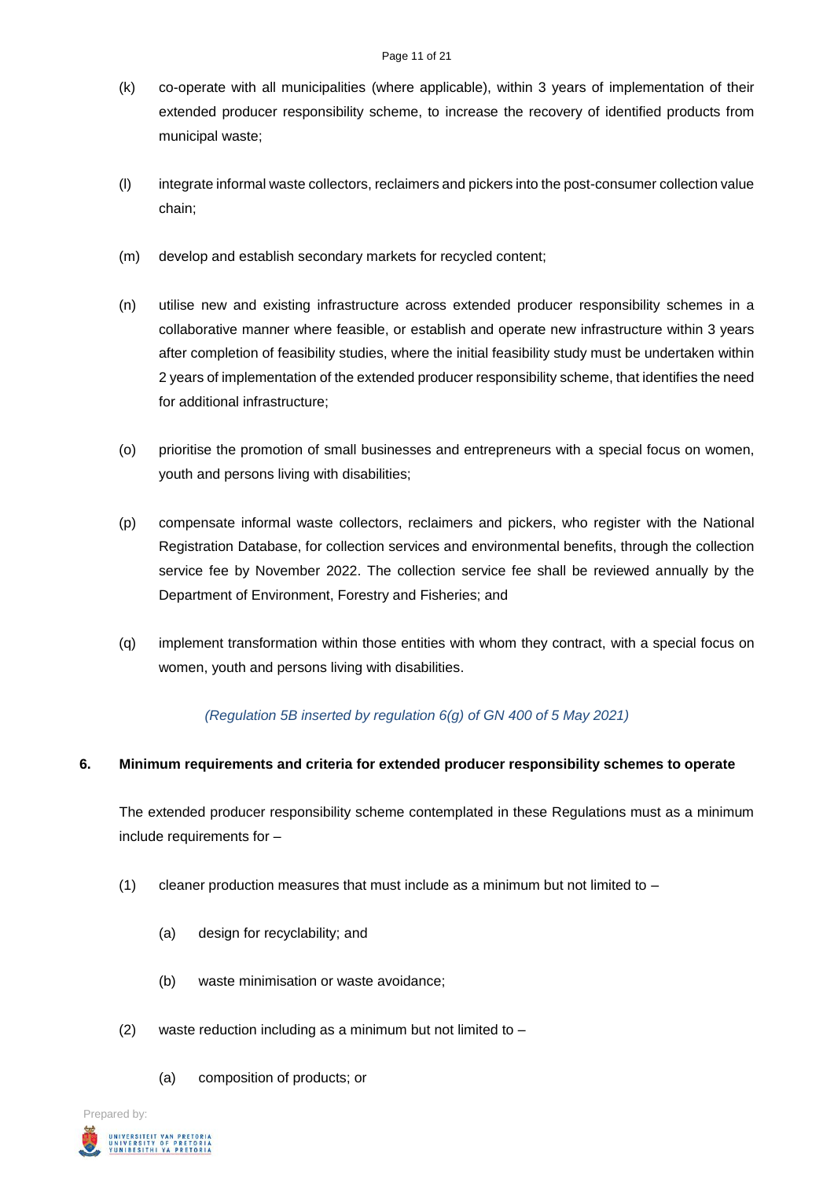(k) co-operate with all municipalities (where applicable), within 3 years of implementation of their extended producer responsibility scheme, to increase the recovery of identified products from municipal waste;

(l) integrate informal waste collectors, reclaimers and pickers into the post-consumer collection value chain;

(m) develop and establish secondary markets for recycled content;

(n) utilise new and existing infrastructure across extended producer responsibility schemes in a collaborative manner where feasible, or establish and operate new infrastructure within 3 years after completion of feasibility studies, where the initial feasibility study must be undertaken within 2 years of implementation of the extended producer responsibility scheme, that identifies the need for additional infrastructure;

(o) prioritise the promotion of small businesses and entrepreneurs with a special focus on women, youth and persons living with disabilities;

(p) compensate informal waste collectors, reclaimers and pickers, who register with the National Registration Database, for collection services and environmental benefits, through the collection service fee by November 2022. The collection service fee shall be reviewed annually by the Department of Environment, Forestry and Fisheries; and

(q) implement transformation within those entities with whom they contract, with a special focus on women, youth and persons living with disabilities.

*(Regulation 5B inserted by regulation 6(g) of GN 400 of 5 May 2021)*

**6. Minimum requirements and criteria for extended producer responsibility schemes to operate**

The extended producer responsibility scheme contemplated in these Regulations must as a minimum include requirements for –

(1) cleaner production measures that must include as a minimum but not limited to –

(a) design for recyclability; and

(b) waste minimisation or waste avoidance;

(2) waste reduction including as a minimum but not limited to –

(a) composition of products; or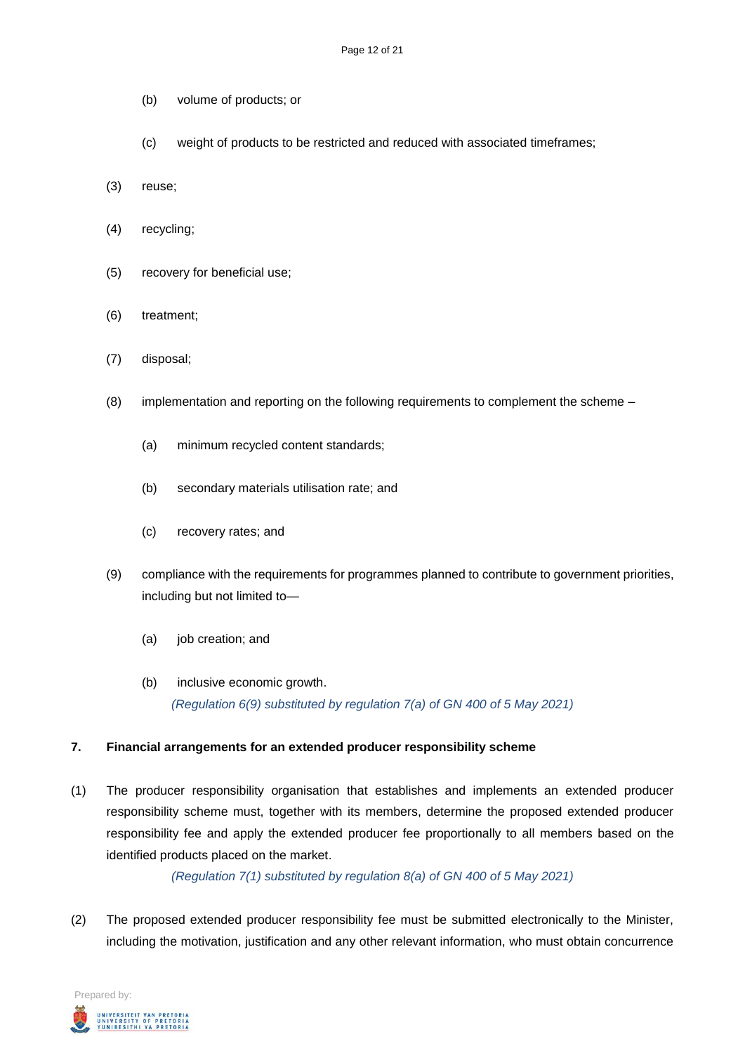(b) volume of products; or

(c) weight of products to be restricted and reduced with associated timeframes;

(3) reuse;

(4) recycling;

(5) recovery for beneficial use;

(6) treatment;

(7) disposal;

(8) implementation and reporting on the following requirements to complement the scheme –

(a) minimum recycled content standards;

(b) secondary materials utilisation rate; and

(c) recovery rates; and

(9) compliance with the requirements for programmes planned to contribute to government priorities, including but not limited to—

(a) job creation; and

(b) inclusive economic growth.

*(Regulation 6(9) substituted by regulation 7(a) of GN 400 of 5 May 2021)*

**7. Financial arrangements for an extended producer responsibility scheme**

(1) The producer responsibility organisation that establishes and implements an extended producer responsibility scheme must, together with its members, determine the proposed extended producer responsibility fee and apply the extended producer fee proportionally to all members based on the identified products placed on the market.

*(Regulation 7(1) substituted by regulation 8(a) of GN 400 of 5 May 2021)*

(2) The proposed extended producer responsibility fee must be submitted electronically to the Minister, including the motivation, justification and any other relevant information, who must obtain concurrence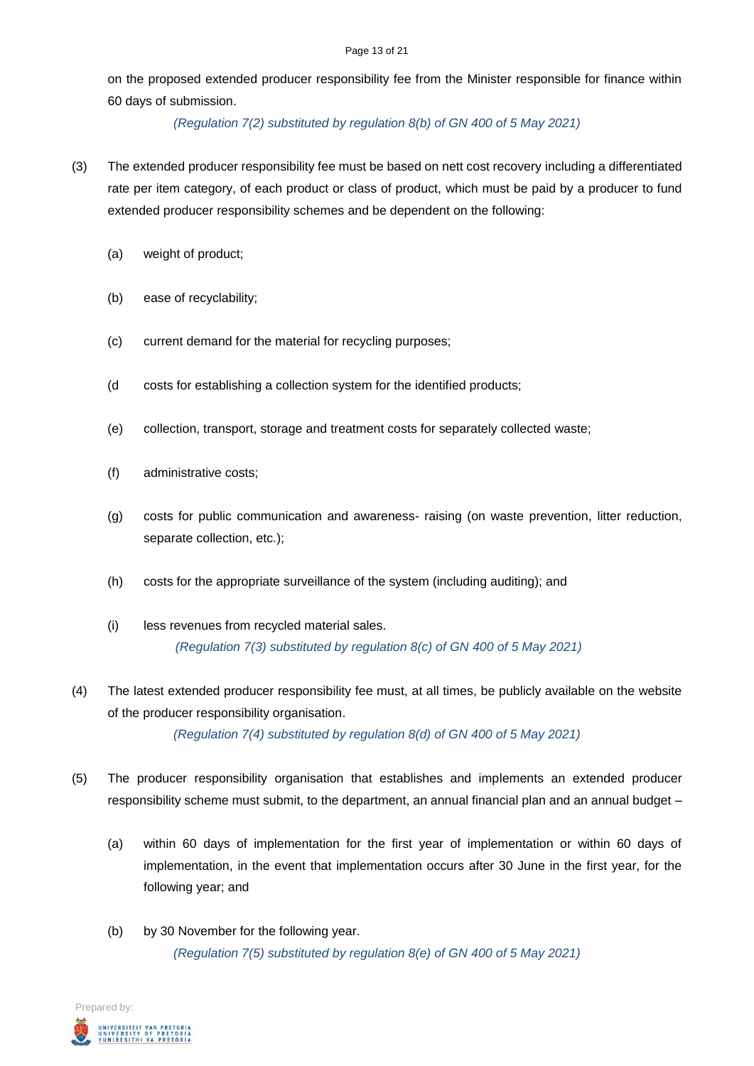on the proposed extended producer responsibility fee from the Minister responsible for finance within 60 days of submission.

*(Regulation 7(2) substituted by regulation 8(b) of GN 400 of 5 May 2021)*

(3) The extended producer responsibility fee must be based on nett cost recovery including a differentiated rate per item category, of each product or class of product, which must be paid by a producer to fund extended producer responsibility schemes and be dependent on the following:

(a) weight of product;

(b) ease of recyclability;

(c) current demand for the material for recycling purposes;

(d costs for establishing a collection system for the identified products;

(e) collection, transport, storage and treatment costs for separately collected waste;

(f) administrative costs;

(g) costs for public communication and awareness- raising (on waste prevention, litter reduction, separate collection, etc.);

(h) costs for the appropriate surveillance of the system (including auditing); and

(i) less revenues from recycled material sales.

*(Regulation 7(3) substituted by regulation 8(c) of GN 400 of 5 May 2021)*

(4) The latest extended producer responsibility fee must, at all times, be publicly available on the website of the producer responsibility organisation.

*(Regulation 7(4) substituted by regulation 8(d) of GN 400 of 5 May 2021)*

(5) The producer responsibility organisation that establishes and implements an extended producer responsibility scheme must submit, to the department, an annual financial plan and an annual budget –

(a) within 60 days of implementation for the first year of implementation or within 60 days of implementation, in the event that implementation occurs after 30 June in the first year, for the following year; and

(b) by 30 November for the following year.

*(Regulation 7(5) substituted by regulation 8(e) of GN 400 of 5 May 2021)*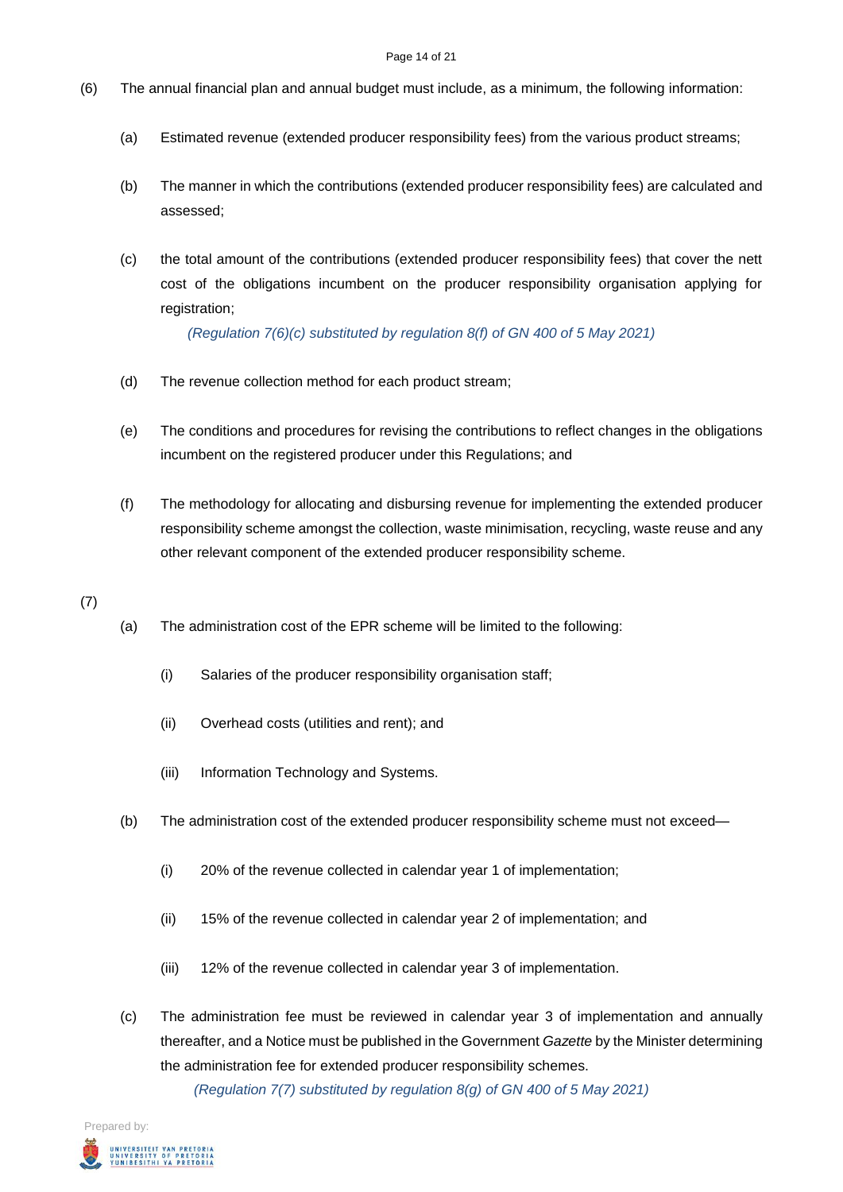(6) The annual financial plan and annual budget must include, as a minimum, the following information:

(a) Estimated revenue (extended producer responsibility fees) from the various product streams;

(b) The manner in which the contributions (extended producer responsibility fees) are calculated and assessed;

(c) the total amount of the contributions (extended producer responsibility fees) that cover the nett cost of the obligations incumbent on the producer responsibility organisation applying for registration;

*(Regulation 7(6)(c) substituted by regulation 8(f) of GN 400 of 5 May 2021)*

(d) The revenue collection method for each product stream;

(e) The conditions and procedures for revising the contributions to reflect changes in the obligations incumbent on the registered producer under this Regulations; and

(f) The methodology for allocating and disbursing revenue for implementing the extended producer responsibility scheme amongst the collection, waste minimisation, recycling, waste reuse and any other relevant component of the extended producer responsibility scheme.

(7)

(a) The administration cost of the EPR scheme will be limited to the following:

(i) Salaries of the producer responsibility organisation staff;

(ii) Overhead costs (utilities and rent); and

(iii) Information Technology and Systems.

(b) The administration cost of the extended producer responsibility scheme must not exceed—

(i) 20% of the revenue collected in calendar year 1 of implementation;

(ii) 15% of the revenue collected in calendar year 2 of implementation; and

(iii) 12% of the revenue collected in calendar year 3 of implementation.

(c) The administration fee must be reviewed in calendar year 3 of implementation and annually thereafter, and a Notice must be published in the Government *Gazette* by the Minister determining the administration fee for extended producer responsibility schemes.

*(Regulation 7(7) substituted by regulation 8(g) of GN 400 of 5 May 2021)*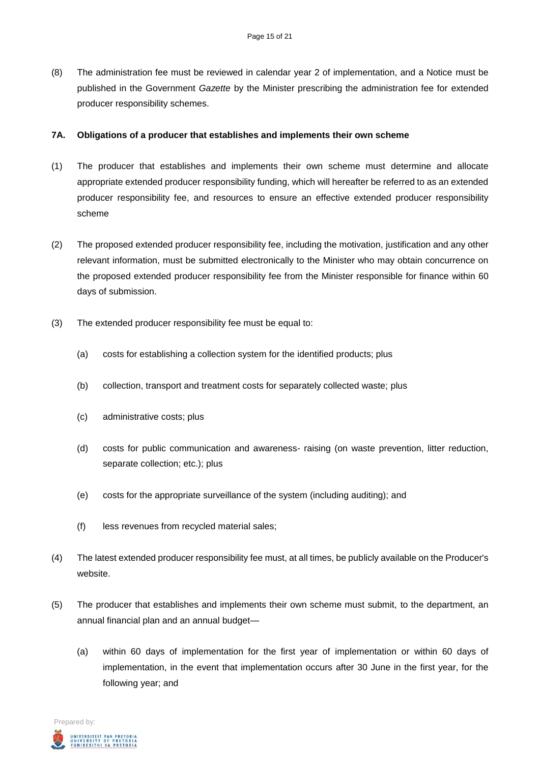(8) The administration fee must be reviewed in calendar year 2 of implementation, and a Notice must be published in the Government *Gazette* by the Minister prescribing the administration fee for extended producer responsibility schemes.

**7A. Obligations of a producer that establishes and implements their own scheme**

(1) The producer that establishes and implements their own scheme must determine and allocate appropriate extended producer responsibility funding, which will hereafter be referred to as an extended producer responsibility fee, and resources to ensure an effective extended producer responsibility scheme

(2) The proposed extended producer responsibility fee, including the motivation, justification and any other relevant information, must be submitted electronically to the Minister who may obtain concurrence on the proposed extended producer responsibility fee from the Minister responsible for finance within 60 days of submission.

(3) The extended producer responsibility fee must be equal to:

(a) costs for establishing a collection system for the identified products; plus

(b) collection, transport and treatment costs for separately collected waste; plus

(c) administrative costs; plus

(d) costs for public communication and awareness- raising (on waste prevention, litter reduction, separate collection; etc.); plus

(e) costs for the appropriate surveillance of the system (including auditing); and

(f) less revenues from recycled material sales;

(4) The latest extended producer responsibility fee must, at all times, be publicly available on the Producer's website.

(5) The producer that establishes and implements their own scheme must submit, to the department, an annual financial plan and an annual budget—

(a) within 60 days of implementation for the first year of implementation or within 60 days of implementation, in the event that implementation occurs after 30 June in the first year, for the following year; and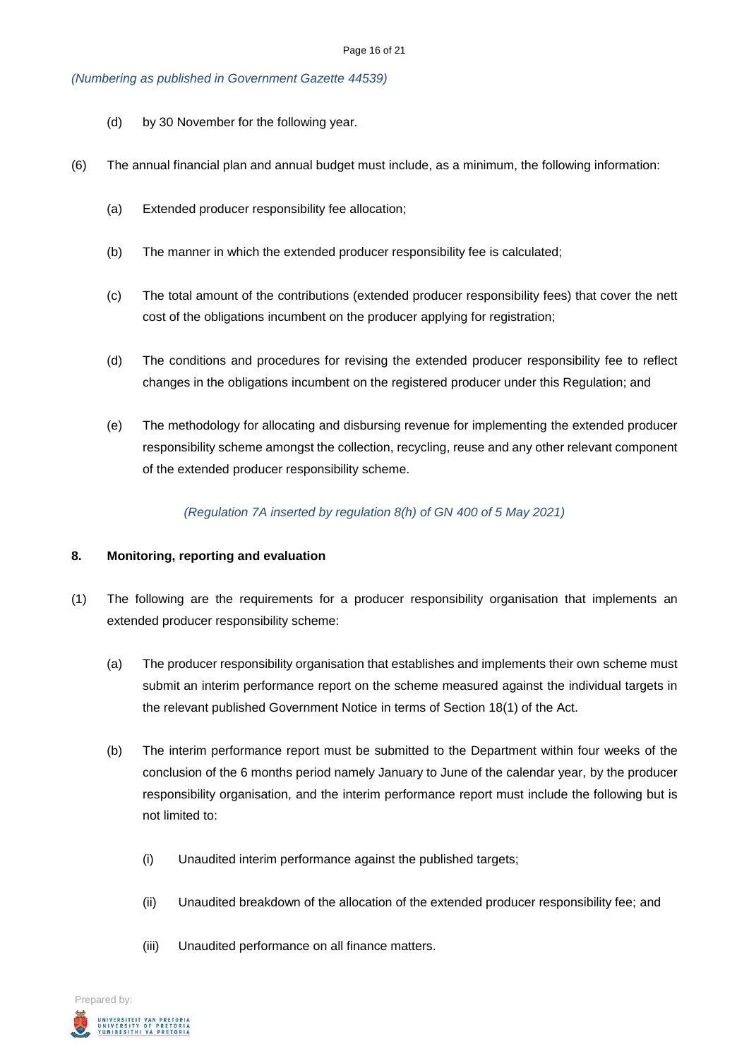*(Numbering as published in Government Gazette 44539)*

(d) by 30 November for the following year.

(6) The annual financial plan and annual budget must include, as a minimum, the following information:

(a) Extended producer responsibility fee allocation;

(b) The manner in which the extended producer responsibility fee is calculated;

(c) The total amount of the contributions (extended producer responsibility fees) that cover the nett cost of the obligations incumbent on the producer applying for registration;

(d) The conditions and procedures for revising the extended producer responsibility fee to reflect changes in the obligations incumbent on the registered producer under this Regulation; and

(e) The methodology for allocating and disbursing revenue for implementing the extended producer responsibility scheme amongst the collection, recycling, reuse and any other relevant component of the extended producer responsibility scheme.

*(Regulation 7A inserted by regulation 8(h) of GN 400 of 5 May 2021)*

**8. Monitoring, reporting and evaluation**

(1) The following are the requirements for a producer responsibility organisation that implements an extended producer responsibility scheme:

(a) The producer responsibility organisation that establishes and implements their own scheme must submit an interim performance report on the scheme measured against the individual targets in the relevant published Government Notice in terms of Section 18(1) of the Act.

(b) The interim performance report must be submitted to the Department within four weeks of the conclusion of the 6 months period namely January to June of the calendar year, by the producer responsibility organisation, and the interim performance report must include the following but is not limited to:

(i) Unaudited interim performance against the published targets;

(ii) Unaudited breakdown of the allocation of the extended producer responsibility fee; and

(iii) Unaudited performance on all finance matters.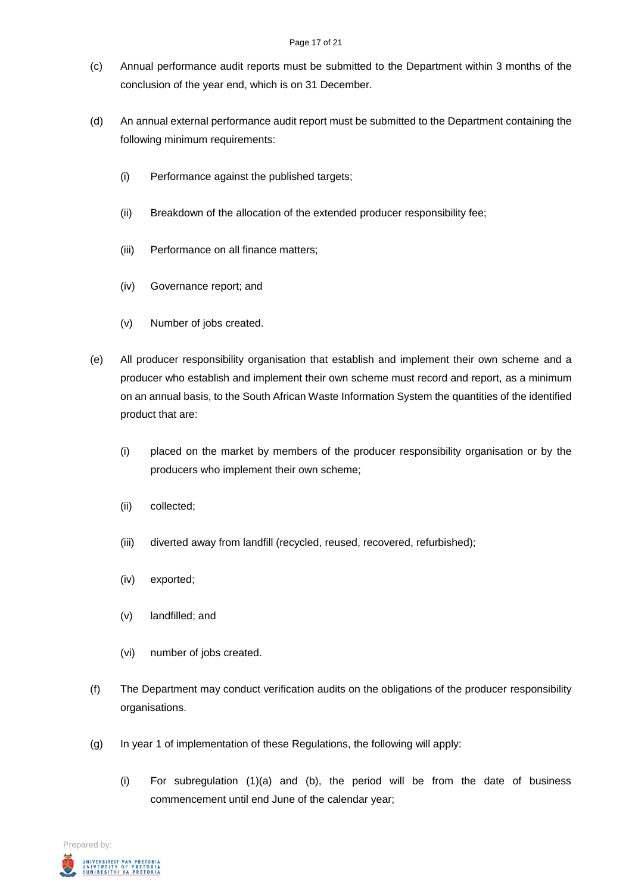(c) Annual performance audit reports must be submitted to the Department within 3 months of the conclusion of the year end, which is on 31 December.

(d) An annual external performance audit report must be submitted to the Department containing the following minimum requirements:

   (i) Performance against the published targets;

   (ii) Breakdown of the allocation of the extended producer responsibility fee;

   (iii) Performance on all finance matters;

   (iv) Governance report; and

   (v) Number of jobs created.

(e) All producer responsibility organisation that establish and implement their own scheme and a producer who establish and implement their own scheme must record and report, as a minimum on an annual basis, to the South African Waste Information System the quantities of the identified product that are:

   (i) placed on the market by members of the producer responsibility organisation or by the producers who implement their own scheme;

   (ii) collected;

   (iii) diverted away from landfill (recycled, reused, recovered, refurbished);

   (iv) exported;

   (v) landfilled; and

   (vi) number of jobs created.

(f) The Department may conduct verification audits on the obligations of the producer responsibility organisations.

(g) In year 1 of implementation of these Regulations, the following will apply:

   (i) For subregulation (1)(a) and (b), the period will be from the date of business commencement until end June of the calendar year;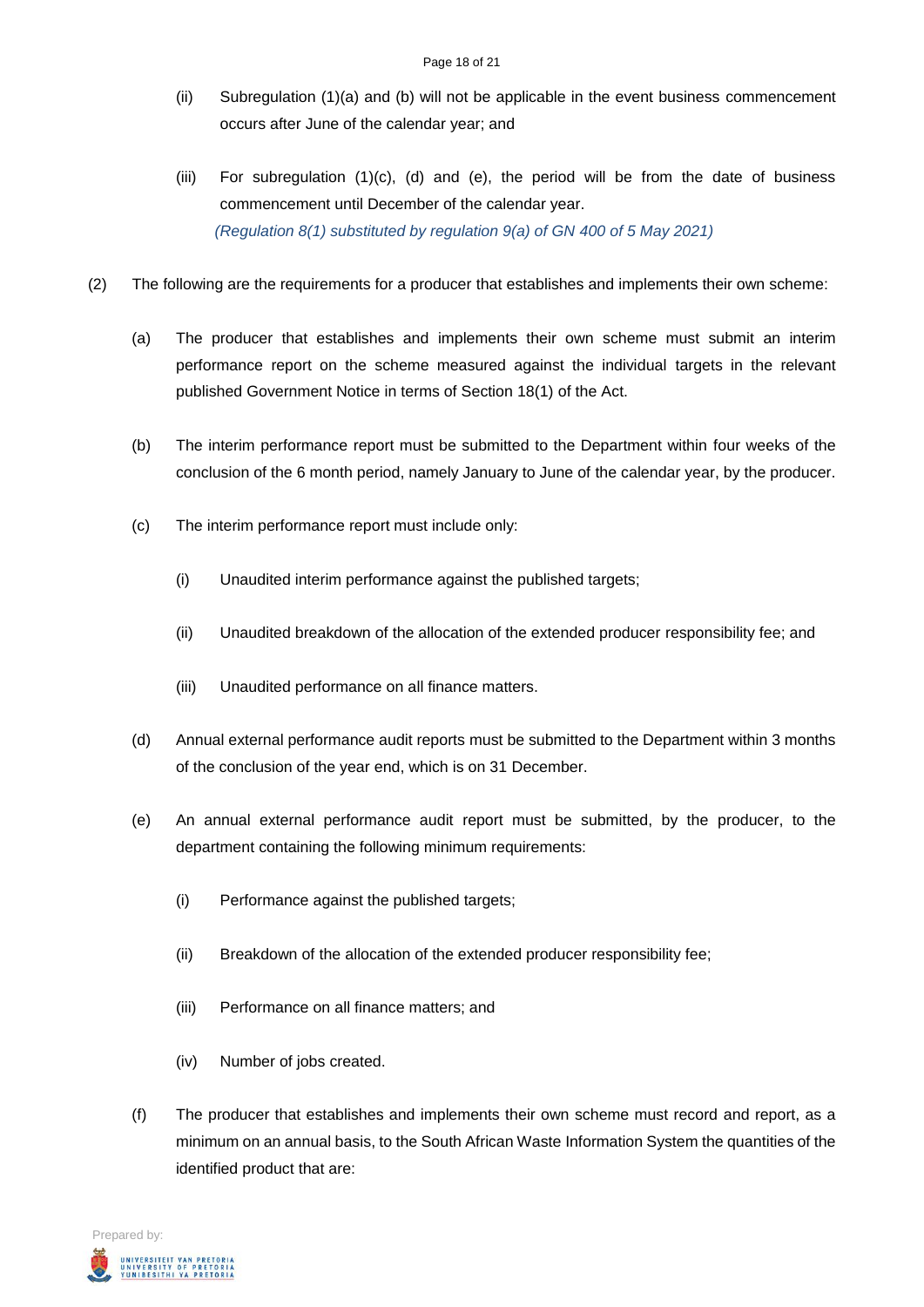(ii) Subregulation (1)(a) and (b) will not be applicable in the event business commencement occurs after June of the calendar year; and

(iii) For subregulation (1)(c), (d) and (e), the period will be from the date of business commencement until December of the calendar year.

*(Regulation 8(1) substituted by regulation 9(a) of GN 400 of 5 May 2021)*

(2) The following are the requirements for a producer that establishes and implements their own scheme:

(a) The producer that establishes and implements their own scheme must submit an interim performance report on the scheme measured against the individual targets in the relevant published Government Notice in terms of Section 18(1) of the Act.

(b) The interim performance report must be submitted to the Department within four weeks of the conclusion of the 6 month period, namely January to June of the calendar year, by the producer.

(c) The interim performance report must include only:

(i) Unaudited interim performance against the published targets;

(ii) Unaudited breakdown of the allocation of the extended producer responsibility fee; and

(iii) Unaudited performance on all finance matters.

(d) Annual external performance audit reports must be submitted to the Department within 3 months of the conclusion of the year end, which is on 31 December.

(e) An annual external performance audit report must be submitted, by the producer, to the department containing the following minimum requirements:

(i) Performance against the published targets;

(ii) Breakdown of the allocation of the extended producer responsibility fee;

(iii) Performance on all finance matters; and

(iv) Number of jobs created.

(f) The producer that establishes and implements their own scheme must record and report, as a minimum on an annual basis, to the South African Waste Information System the quantities of the identified product that are: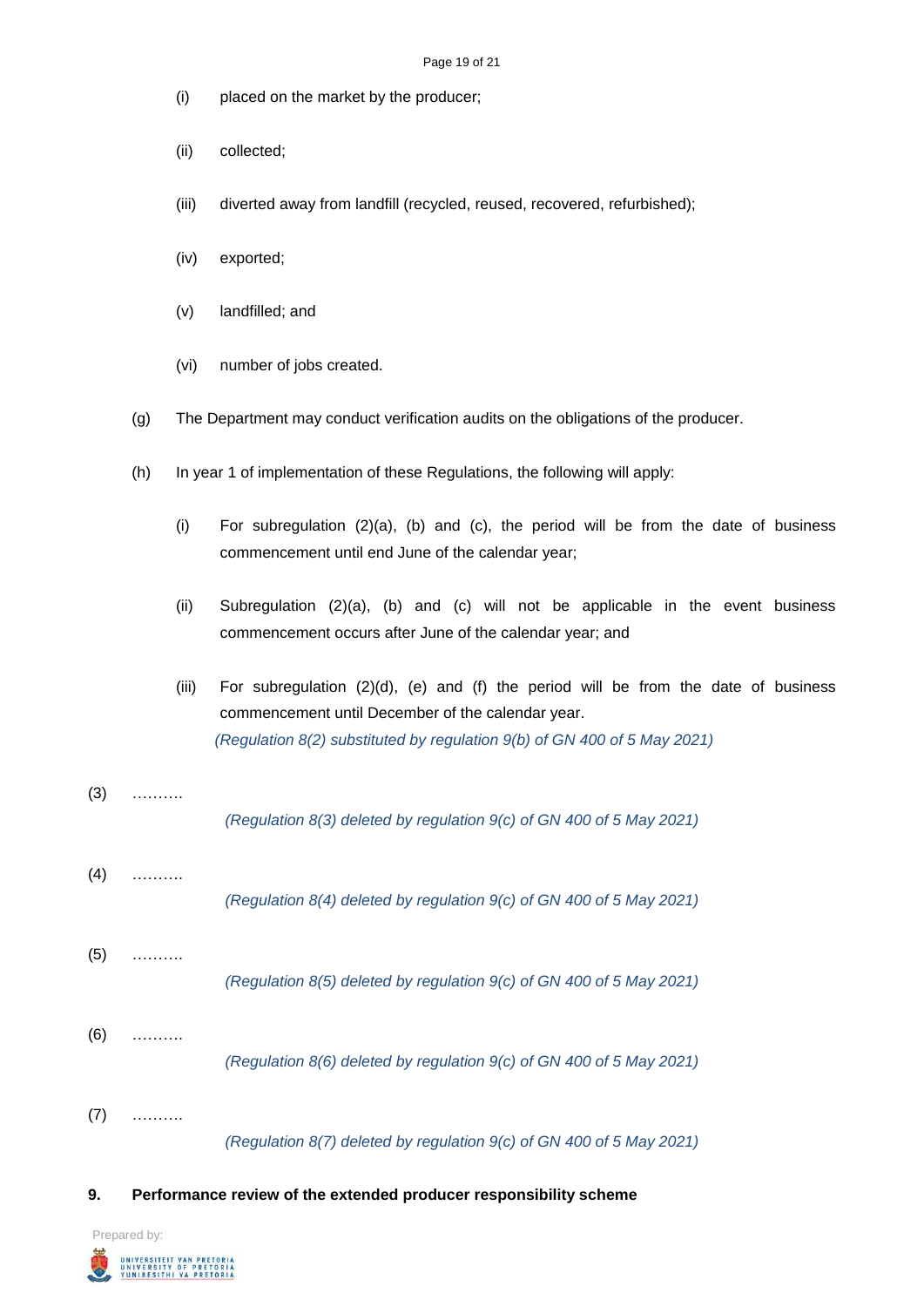(i) placed on the market by the producer;

(ii) collected;

(iii) diverted away from landfill (recycled, reused, recovered, refurbished);

(iv) exported;

(v) landfilled; and

(vi) number of jobs created.

(g) The Department may conduct verification audits on the obligations of the producer.

(h) In year 1 of implementation of these Regulations, the following will apply:

(i) For subregulation (2)(a), (b) and (c), the period will be from the date of business commencement until end June of the calendar year;

(ii) Subregulation (2)(a), (b) and (c) will not be applicable in the event business commencement occurs after June of the calendar year; and

(iii) For subregulation (2)(d), (e) and (f) the period will be from the date of business commencement until December of the calendar year.

*(Regulation 8(2) substituted by regulation 9(b) of GN 400 of 5 May 2021)*

(3) ……….

*(Regulation 8(3) deleted by regulation 9(c) of GN 400 of 5 May 2021)*

(4) ……….

*(Regulation 8(4) deleted by regulation 9(c) of GN 400 of 5 May 2021)*

(5) ……….

*(Regulation 8(5) deleted by regulation 9(c) of GN 400 of 5 May 2021)*

(6) ……….

*(Regulation 8(6) deleted by regulation 9(c) of GN 400 of 5 May 2021)*

(7) ……….

*(Regulation 8(7) deleted by regulation 9(c) of GN 400 of 5 May 2021)*

**9. Performance review of the extended producer responsibility scheme**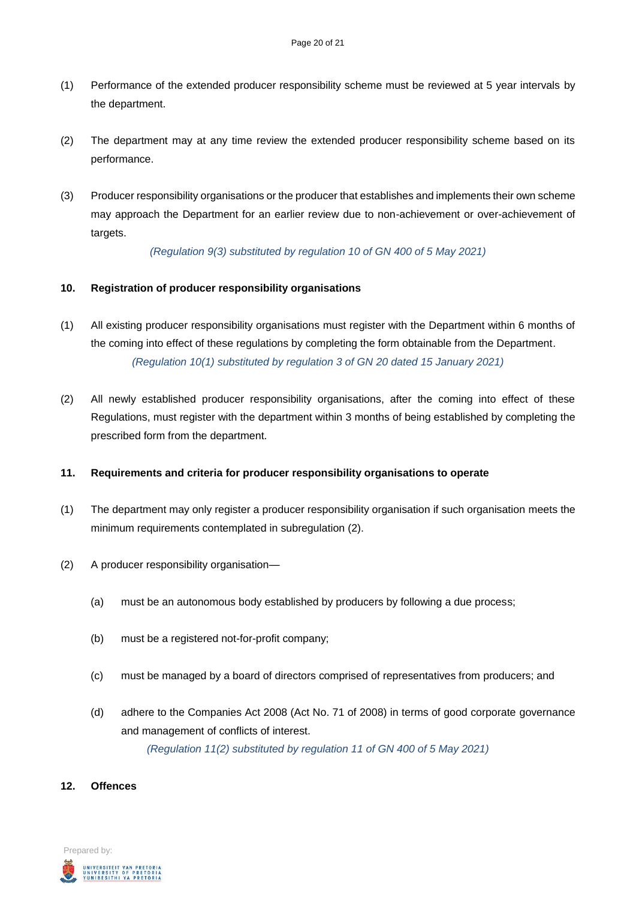(1) Performance of the extended producer responsibility scheme must be reviewed at 5 year intervals by the department.

(2) The department may at any time review the extended producer responsibility scheme based on its performance.

(3) Producer responsibility organisations or the producer that establishes and implements their own scheme may approach the Department for an earlier review due to non-achievement or over-achievement of targets.

*(Regulation 9(3) substituted by regulation 10 of GN 400 of 5 May 2021)*

### 10. Registration of producer responsibility organisations

(1) All existing producer responsibility organisations must register with the Department within 6 months of the coming into effect of these regulations by completing the form obtainable from the Department.

*(Regulation 10(1) substituted by regulation 3 of GN 20 dated 15 January 2021)*

(2) All newly established producer responsibility organisations, after the coming into effect of these Regulations, must register with the department within 3 months of being established by completing the prescribed form from the department.

### 11. Requirements and criteria for producer responsibility organisations to operate

(1) The department may only register a producer responsibility organisation if such organisation meets the minimum requirements contemplated in subregulation (2).

(2) A producer responsibility organisation—

(a) must be an autonomous body established by producers by following a due process;

(b) must be a registered not-for-profit company;

(c) must be managed by a board of directors comprised of representatives from producers; and

(d) adhere to the Companies Act 2008 (Act No. 71 of 2008) in terms of good corporate governance and management of conflicts of interest.

*(Regulation 11(2) substituted by regulation 11 of GN 400 of 5 May 2021)*

### 12. Offences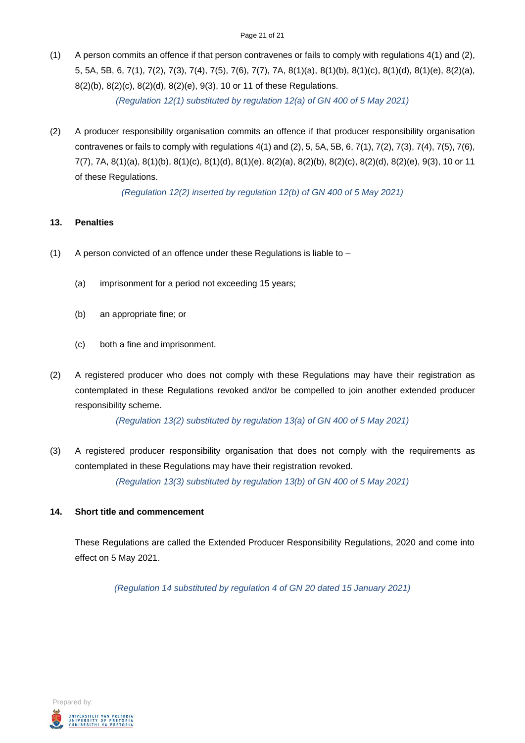(1) A person commits an offence if that person contravenes or fails to comply with regulations 4(1) and (2), 5, 5A, 5B, 6, 7(1), 7(2), 7(3), 7(4), 7(5), 7(6), 7(7), 7A, 8(1)(a), 8(1)(b), 8(1)(c), 8(1)(d), 8(1)(e), 8(2)(a), 8(2)(b), 8(2)(c), 8(2)(d), 8(2)(e), 9(3), 10 or 11 of these Regulations.

*(Regulation 12(1) substituted by regulation 12(a) of GN 400 of 5 May 2021)*

(2) A producer responsibility organisation commits an offence if that producer responsibility organisation contravenes or fails to comply with regulations 4(1) and (2), 5, 5A, 5B, 6, 7(1), 7(2), 7(3), 7(4), 7(5), 7(6), 7(7), 7A, 8(1)(a), 8(1)(b), 8(1)(c), 8(1)(d), 8(1)(e), 8(2)(a), 8(2)(b), 8(2)(c), 8(2)(d), 8(2)(e), 9(3), 10 or 11 of these Regulations.

*(Regulation 12(2) inserted by regulation 12(b) of GN 400 of 5 May 2021)*

### 13. Penalties

(1) A person convicted of an offence under these Regulations is liable to –

(a) imprisonment for a period not exceeding 15 years;

(b) an appropriate fine; or

(c) both a fine and imprisonment.

(2) A registered producer who does not comply with these Regulations may have their registration as contemplated in these Regulations revoked and/or be compelled to join another extended producer responsibility scheme.

*(Regulation 13(2) substituted by regulation 13(a) of GN 400 of 5 May 2021)*

(3) A registered producer responsibility organisation that does not comply with the requirements as contemplated in these Regulations may have their registration revoked.

*(Regulation 13(3) substituted by regulation 13(b) of GN 400 of 5 May 2021)*

### 14. Short title and commencement

These Regulations are called the Extended Producer Responsibility Regulations, 2020 and come into effect on 5 May 2021.

*(Regulation 14 substituted by regulation 4 of GN 20 dated 15 January 2021)*